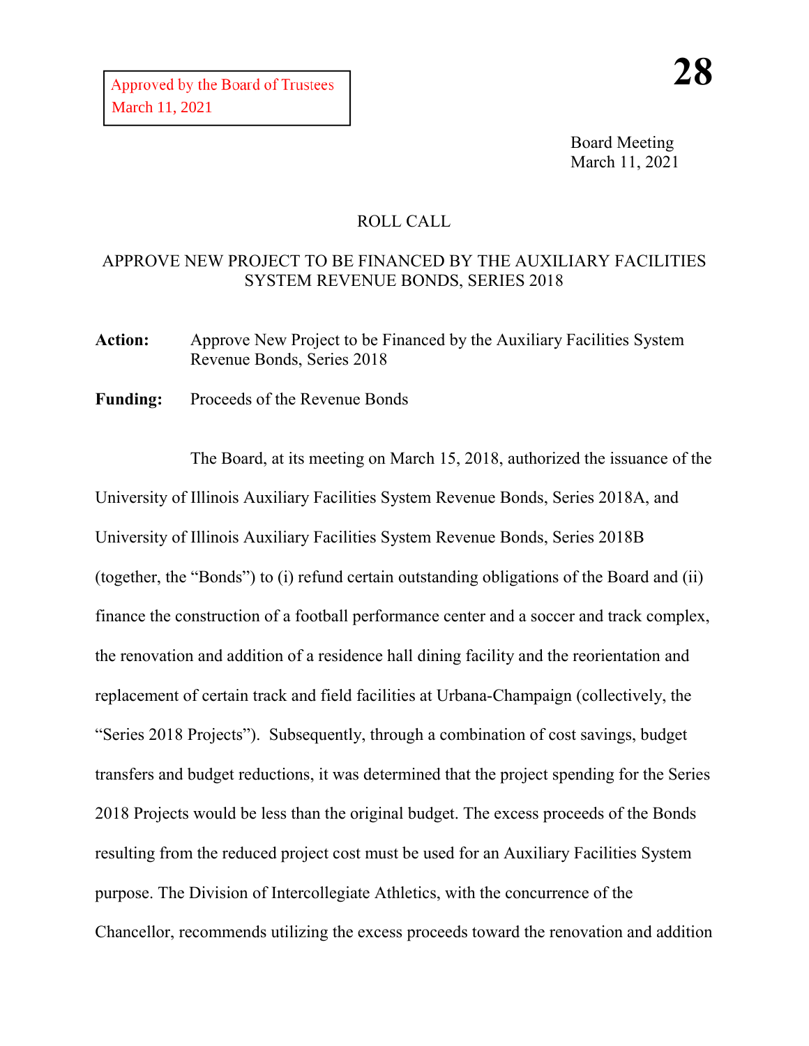Approved by the Board of Trustees
March 11, 2021

**28**

Board Meeting
March 11, 2021

ROLL CALL

APPROVE NEW PROJECT TO BE FINANCED BY THE AUXILIARY FACILITIES SYSTEM REVENUE BONDS, SERIES 2018

**Action:** Approve New Project to be Financed by the Auxiliary Facilities System Revenue Bonds, Series 2018

**Funding:** Proceeds of the Revenue Bonds

The Board, at its meeting on March 15, 2018, authorized the issuance of the University of Illinois Auxiliary Facilities System Revenue Bonds, Series 2018A, and University of Illinois Auxiliary Facilities System Revenue Bonds, Series 2018B (together, the "Bonds") to (i) refund certain outstanding obligations of the Board and (ii) finance the construction of a football performance center and a soccer and track complex, the renovation and addition of a residence hall dining facility and the reorientation and replacement of certain track and field facilities at Urbana-Champaign (collectively, the "Series 2018 Projects"). Subsequently, through a combination of cost savings, budget transfers and budget reductions, it was determined that the project spending for the Series 2018 Projects would be less than the original budget. The excess proceeds of the Bonds resulting from the reduced project cost must be used for an Auxiliary Facilities System purpose. The Division of Intercollegiate Athletics, with the concurrence of the Chancellor, recommends utilizing the excess proceeds toward the renovation and addition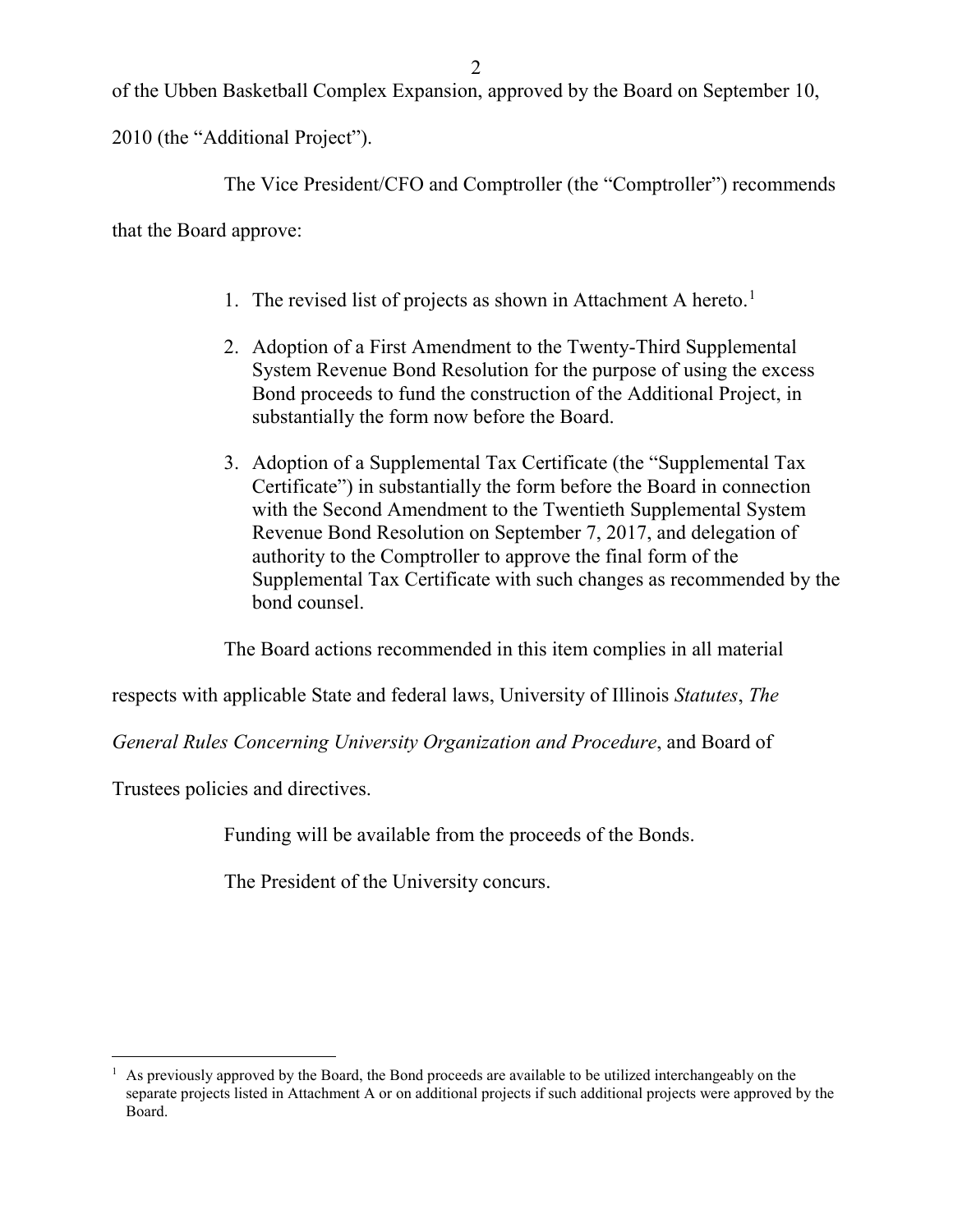of the Ubben Basketball Complex Expansion, approved by the Board on September 10, 2010 (the "Additional Project").

The Vice President/CFO and Comptroller (the "Comptroller") recommends that the Board approve:

1. The revised list of projects as shown in Attachment A hereto.[1]
2. Adoption of a First Amendment to the Twenty-Third Supplemental System Revenue Bond Resolution for the purpose of using the excess Bond proceeds to fund the construction of the Additional Project, in substantially the form now before the Board.
3. Adoption of a Supplemental Tax Certificate (the "Supplemental Tax Certificate") in substantially the form before the Board in connection with the Second Amendment to the Twentieth Supplemental System Revenue Bond Resolution on September 7, 2017, and delegation of authority to the Comptroller to approve the final form of the Supplemental Tax Certificate with such changes as recommended by the bond counsel.

The Board actions recommended in this item complies in all material respects with applicable State and federal laws, University of Illinois *Statutes*, *The General Rules Concerning University Organization and Procedure*, and Board of Trustees policies and directives.

Funding will be available from the proceeds of the Bonds.

The President of the University concurs.

[1] As previously approved by the Board, the Bond proceeds are available to be utilized interchangeably on the separate projects listed in Attachment A or on additional projects if such additional projects were approved by the Board.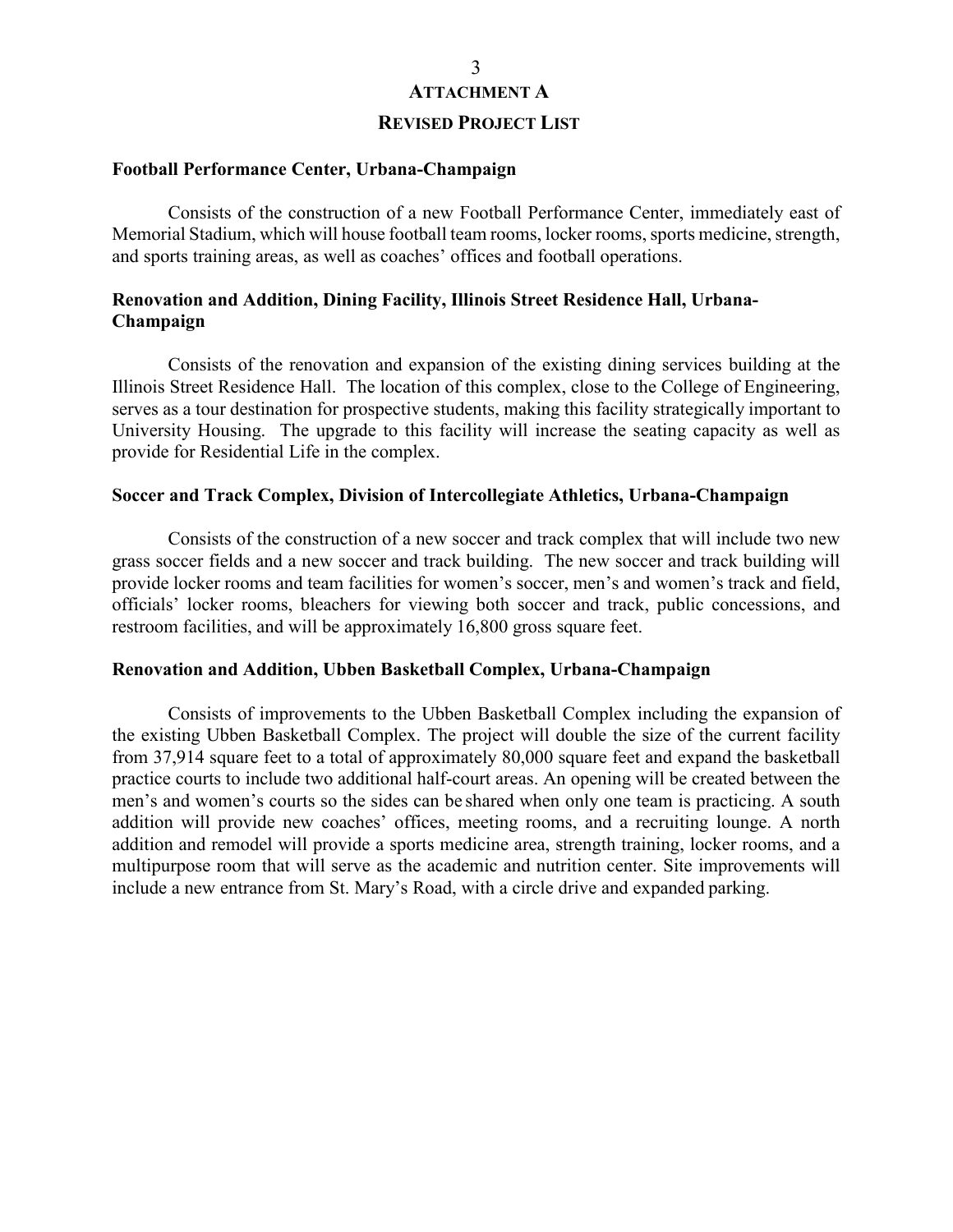# ATTACHMENT A

## REVISED PROJECT LIST

**Football Performance Center, Urbana-Champaign**

Consists of the construction of a new Football Performance Center, immediately east of Memorial Stadium, which will house football team rooms, locker rooms, sports medicine, strength, and sports training areas, as well as coaches' offices and football operations.

**Renovation and Addition, Dining Facility, Illinois Street Residence Hall, Urbana-Champaign**

Consists of the renovation and expansion of the existing dining services building at the Illinois Street Residence Hall. The location of this complex, close to the College of Engineering, serves as a tour destination for prospective students, making this facility strategically important to University Housing. The upgrade to this facility will increase the seating capacity as well as provide for Residential Life in the complex.

**Soccer and Track Complex, Division of Intercollegiate Athletics, Urbana-Champaign**

Consists of the construction of a new soccer and track complex that will include two new grass soccer fields and a new soccer and track building. The new soccer and track building will provide locker rooms and team facilities for women's soccer, men's and women's track and field, officials' locker rooms, bleachers for viewing both soccer and track, public concessions, and restroom facilities, and will be approximately 16,800 gross square feet.

**Renovation and Addition, Ubben Basketball Complex, Urbana-Champaign**

Consists of improvements to the Ubben Basketball Complex including the expansion of the existing Ubben Basketball Complex. The project will double the size of the current facility from 37,914 square feet to a total of approximately 80,000 square feet and expand the basketball practice courts to include two additional half-court areas. An opening will be created between the men's and women's courts so the sides can be shared when only one team is practicing. A south addition will provide new coaches' offices, meeting rooms, and a recruiting lounge. A north addition and remodel will provide a sports medicine area, strength training, locker rooms, and a multipurpose room that will serve as the academic and nutrition center. Site improvements will include a new entrance from St. Mary's Road, with a circle drive and expanded parking.